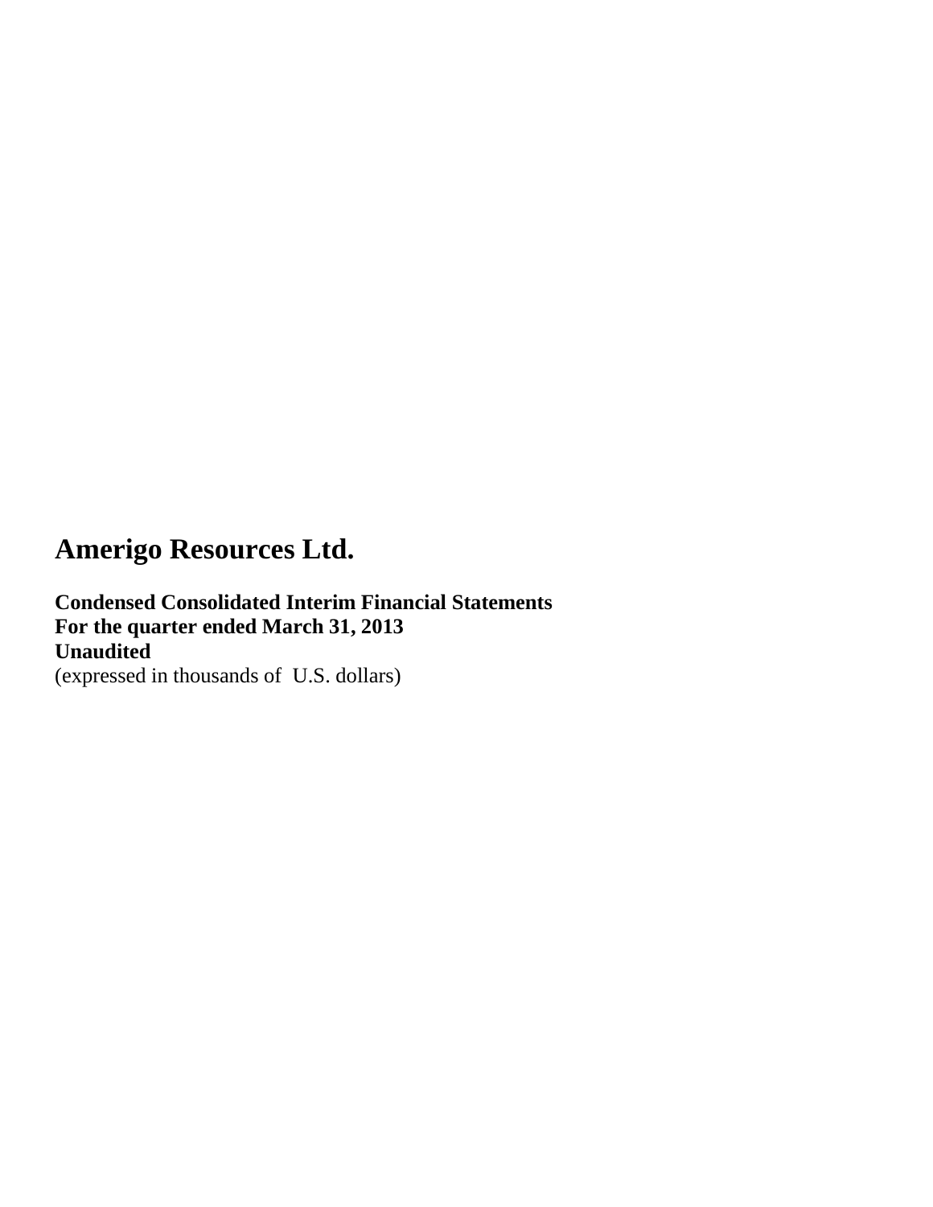# Amerigo Resources Ltd.

**Condensed Consolidated Interim Financial Statements**
**For the quarter ended March 31, 2013**
**Unaudited**
(expressed in thousands of U.S. dollars)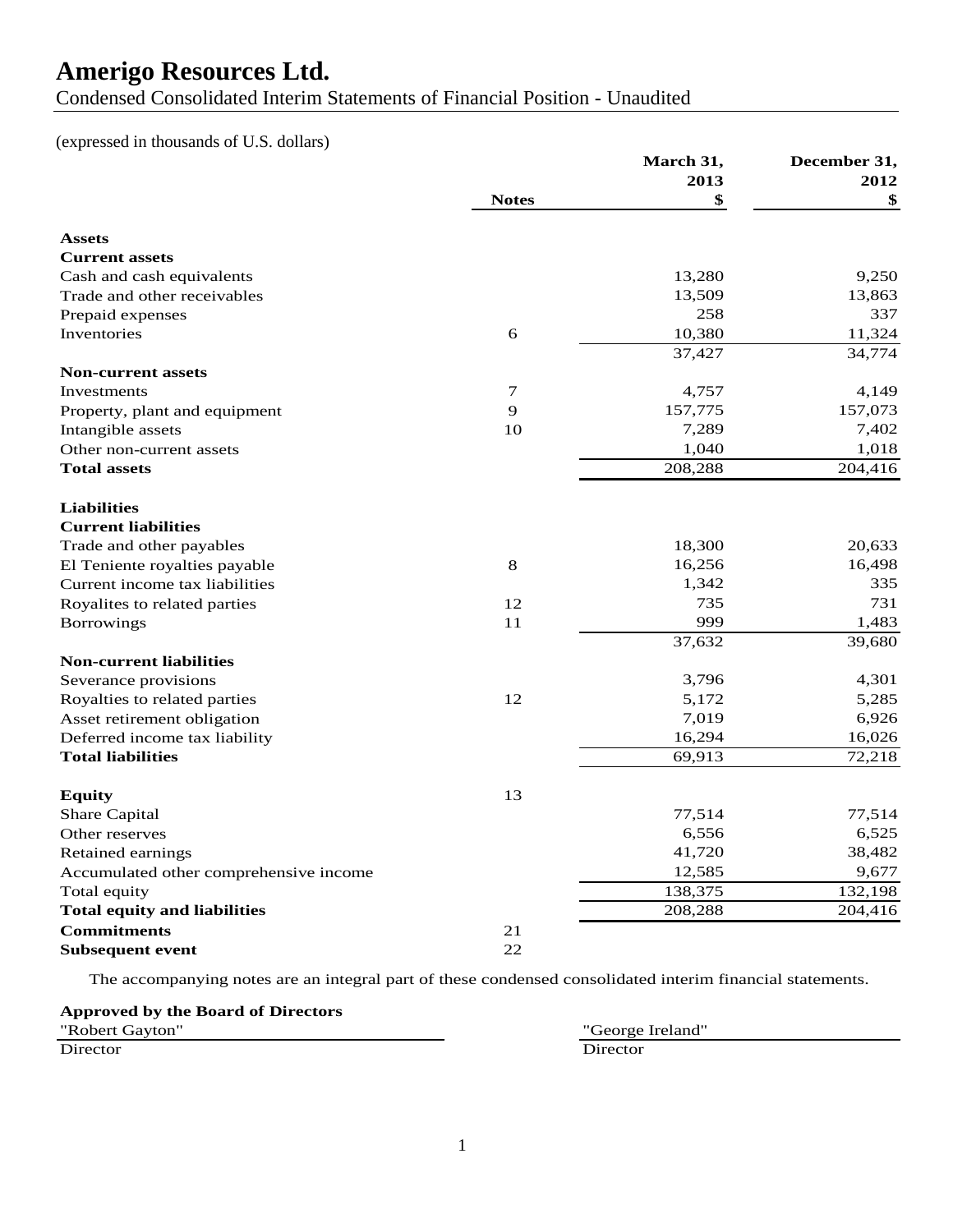# Amerigo Resources Ltd.

Condensed Consolidated Interim Statements of Financial Position - Unaudited

(expressed in thousands of U.S. dollars)

| | Notes | March 31, 2013 $ | December 31, 2012 $ |
|---|---|---|---|
| **Assets** | | | |
| **Current assets** | | | |
| Cash and cash equivalents | | 13,280 | 9,250 |
| Trade and other receivables | | 13,509 | 13,863 |
| Prepaid expenses | | 258 | 337 |
| Inventories | 6 | 10,380 | 11,324 |
| | | 37,427 | 34,774 |
| **Non-current assets** | | | |
| Investments | 7 | 4,757 | 4,149 |
| Property, plant and equipment | 9 | 157,775 | 157,073 |
| Intangible assets | 10 | 7,289 | 7,402 |
| Other non-current assets | | 1,040 | 1,018 |
| **Total assets** | | 208,288 | 204,416 |
| **Liabilities** | | | |
| **Current liabilities** | | | |
| Trade and other payables | | 18,300 | 20,633 |
| El Teniente royalties payable | 8 | 16,256 | 16,498 |
| Current income tax liabilities | | 1,342 | 335 |
| Royalites to related parties | 12 | 735 | 731 |
| Borrowings | 11 | 999 | 1,483 |
| | | 37,632 | 39,680 |
| **Non-current liabilities** | | | |
| Severance provisions | | 3,796 | 4,301 |
| Royalties to related parties | 12 | 5,172 | 5,285 |
| Asset retirement obligation | | 7,019 | 6,926 |
| Deferred income tax liability | | 16,294 | 16,026 |
| **Total liabilities** | | 69,913 | 72,218 |
| **Equity** | 13 | | |
| Share Capital | | 77,514 | 77,514 |
| Other reserves | | 6,556 | 6,525 |
| Retained earnings | | 41,720 | 38,482 |
| Accumulated other comprehensive income | | 12,585 | 9,677 |
| Total equity | | 138,375 | 132,198 |
| **Total equity and liabilities** | | 208,288 | 204,416 |
| **Commitments** | 21 | | |
| **Subsequent event** | 22 | | |

The accompanying notes are an integral part of these condensed consolidated interim financial statements.

**Approved by the Board of Directors**

"Robert Gayton"
Director

"George Ireland"
Director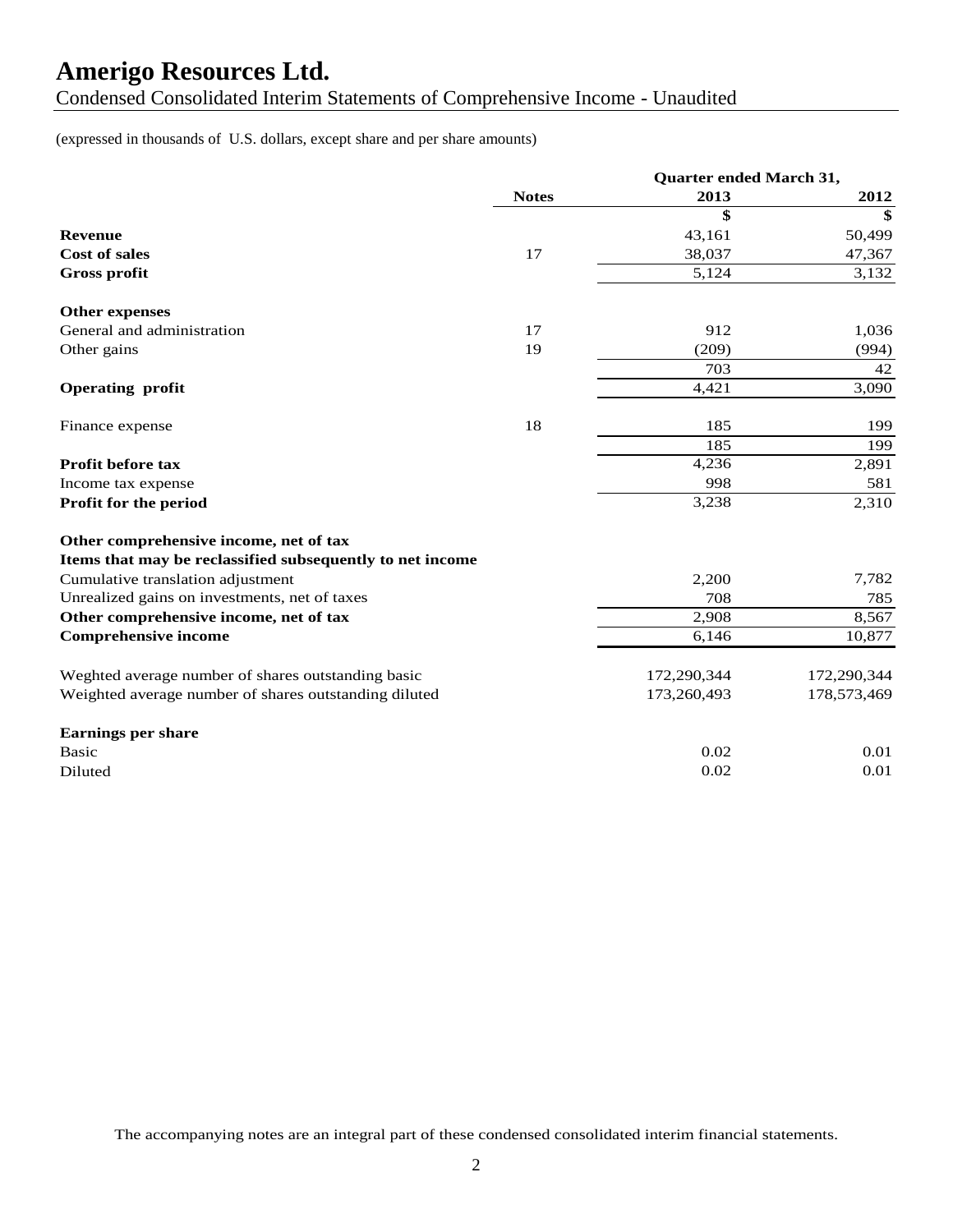# Amerigo Resources Ltd.

Condensed Consolidated Interim Statements of Comprehensive Income - Unaudited

(expressed in thousands of U.S. dollars, except share and per share amounts)

| | Notes | Quarter ended March 31, 2013 | Quarter ended March 31, 2012 |
|---|---|---|---|
| | | $ | $ |
| **Revenue** | | 43,161 | 50,499 |
| **Cost of sales** | 17 | 38,037 | 47,367 |
| **Gross profit** | | 5,124 | 3,132 |
| | | | |
| **Other expenses** | | | |
| General and administration | 17 | 912 | 1,036 |
| Other gains | 19 | (209) | (994) |
| | | 703 | 42 |
| **Operating profit** | | 4,421 | 3,090 |
| | | | |
| Finance expense | 18 | 185 | 199 |
| | | 185 | 199 |
| **Profit before tax** | | 4,236 | 2,891 |
| Income tax expense | | 998 | 581 |
| **Profit for the period** | | 3,238 | 2,310 |
| | | | |
| **Other comprehensive income, net of tax** | | | |
| **Items that may be reclassified subsequently to net income** | | | |
| Cumulative translation adjustment | | 2,200 | 7,782 |
| Unrealized gains on investments, net of taxes | | 708 | 785 |
| **Other comprehensive income, net of tax** | | 2,908 | 8,567 |
| **Comprehensive income** | | 6,146 | 10,877 |
| | | | |
| Weghted average number of shares outstanding basic | | 172,290,344 | 172,290,344 |
| Weighted average number of shares outstanding diluted | | 173,260,493 | 178,573,469 |
| | | | |
| **Earnings per share** | | | |
| Basic | | 0.02 | 0.01 |
| Diluted | | 0.02 | 0.01 |

The accompanying notes are an integral part of these condensed consolidated interim financial statements.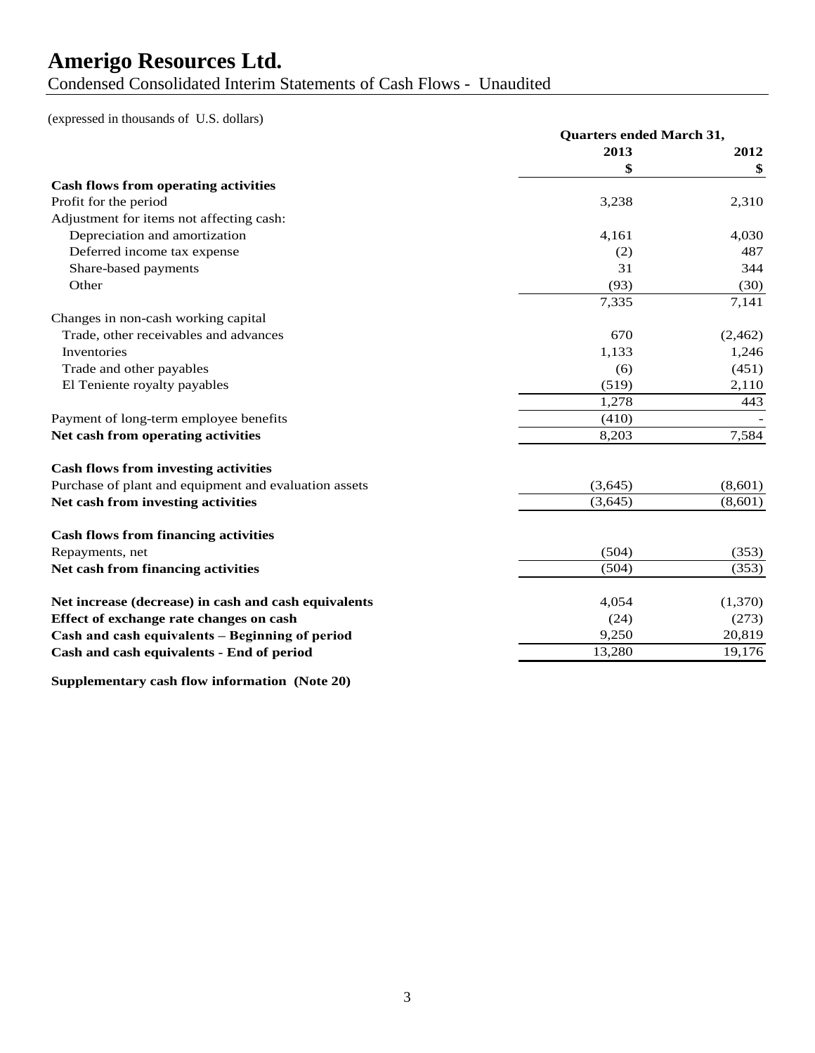# Amerigo Resources Ltd.

Condensed Consolidated Interim Statements of Cash Flows - Unaudited

(expressed in thousands of U.S. dollars)

| | Quarters ended March 31, | |
|---|---|---|
| | 2013 | 2012 |
| | $ | $ |
| **Cash flows from operating activities** | | |
| Profit for the period | 3,238 | 2,310 |
| Adjustment for items not affecting cash: | | |
| Depreciation and amortization | 4,161 | 4,030 |
| Deferred income tax expense | (2) | 487 |
| Share-based payments | 31 | 344 |
| Other | (93) | (30) |
| | 7,335 | 7,141 |
| Changes in non-cash working capital | | |
| Trade, other receivables and advances | 670 | (2,462) |
| Inventories | 1,133 | 1,246 |
| Trade and other payables | (6) | (451) |
| El Teniente royalty payables | (519) | 2,110 |
| | 1,278 | 443 |
| Payment of long-term employee benefits | (410) | - |
| **Net cash from operating activities** | 8,203 | 7,584 |
| **Cash flows from investing activities** | | |
| Purchase of plant and equipment and evaluation assets | (3,645) | (8,601) |
| **Net cash from investing activities** | (3,645) | (8,601) |
| **Cash flows from financing activities** | | |
| Repayments, net | (504) | (353) |
| **Net cash from financing activities** | (504) | (353) |
| **Net increase (decrease) in cash and cash equivalents** | 4,054 | (1,370) |
| **Effect of exchange rate changes on cash** | (24) | (273) |
| **Cash and cash equivalents – Beginning of period** | 9,250 | 20,819 |
| **Cash and cash equivalents - End of period** | 13,280 | 19,176 |

**Supplementary cash flow information (Note 20)**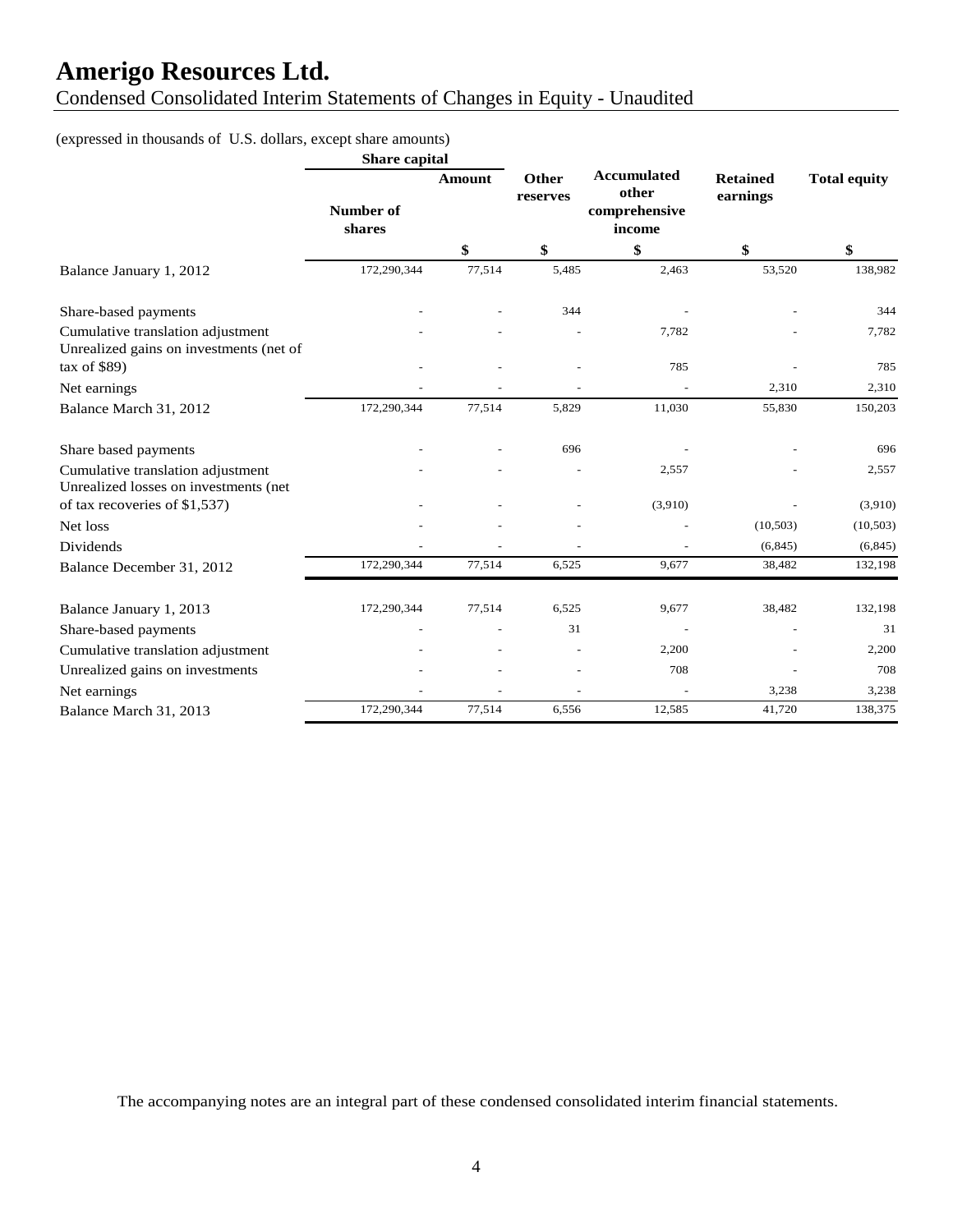# Amerigo Resources Ltd.

## Condensed Consolidated Interim Statements of Changes in Equity - Unaudited

(expressed in thousands of U.S. dollars, except share amounts)

| | Share capital | | | | | |
|---|---|---|---|---|---|---|
| | Number of shares | Amount | Other reserves | Accumulated other comprehensive income | Retained earnings | Total equity |
| | | $ | $ | $ | $ | $ |
| Balance January 1, 2012 | 172,290,344 | 77,514 | 5,485 | 2,463 | 53,520 | 138,982 |
| Share-based payments | - | - | 344 | - | - | 344 |
| Cumulative translation adjustment | - | - | - | 7,782 | - | 7,782 |
| Unrealized gains on investments (net of tax of $89) | - | - | - | 785 | - | 785 |
| Net earnings | - | - | - | - | 2,310 | 2,310 |
| Balance March 31, 2012 | 172,290,344 | 77,514 | 5,829 | 11,030 | 55,830 | 150,203 |
| Share based payments | - | - | 696 | - | - | 696 |
| Cumulative translation adjustment | - | - | - | 2,557 | - | 2,557 |
| Unrealized losses on investments (net of tax recoveries of $1,537) | - | - | - | (3,910) | - | (3,910) |
| Net loss | - | - | - | - | (10,503) | (10,503) |
| Dividends | - | - | - | - | (6,845) | (6,845) |
| Balance December 31, 2012 | 172,290,344 | 77,514 | 6,525 | 9,677 | 38,482 | 132,198 |
| Balance January 1, 2013 | 172,290,344 | 77,514 | 6,525 | 9,677 | 38,482 | 132,198 |
| Share-based payments | - | - | 31 | - | - | 31 |
| Cumulative translation adjustment | - | - | - | 2,200 | - | 2,200 |
| Unrealized gains on investments | - | - | - | 708 | - | 708 |
| Net earnings | - | - | - | - | 3,238 | 3,238 |
| Balance March 31, 2013 | 172,290,344 | 77,514 | 6,556 | 12,585 | 41,720 | 138,375 |

The accompanying notes are an integral part of these condensed consolidated interim financial statements.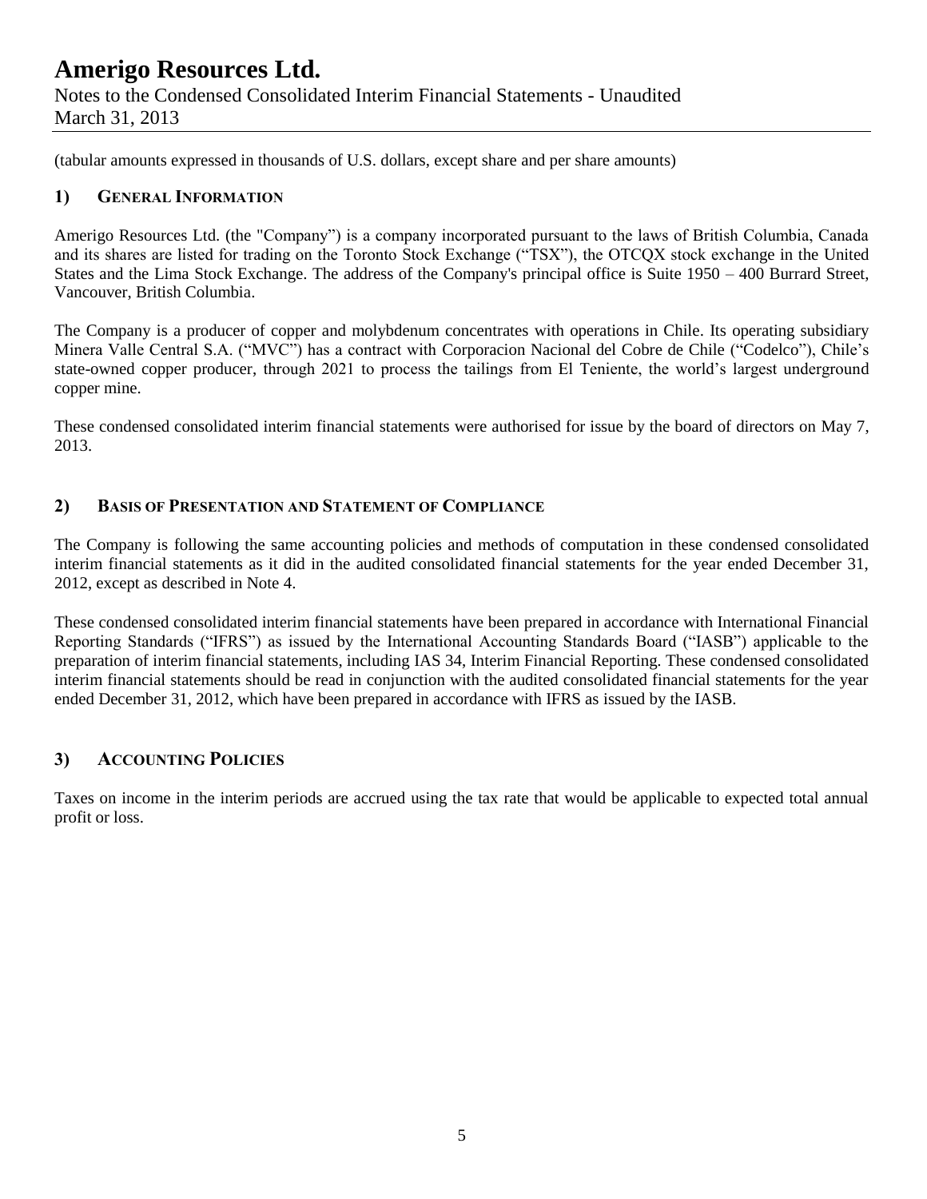# Amerigo Resources Ltd.

Notes to the Condensed Consolidated Interim Financial Statements - Unaudited
March 31, 2013

(tabular amounts expressed in thousands of U.S. dollars, except share and per share amounts)

## 1) General Information

Amerigo Resources Ltd. (the "Company") is a company incorporated pursuant to the laws of British Columbia, Canada and its shares are listed for trading on the Toronto Stock Exchange ("TSX"), the OTCQX stock exchange in the United States and the Lima Stock Exchange. The address of the Company's principal office is Suite 1950 – 400 Burrard Street, Vancouver, British Columbia.

The Company is a producer of copper and molybdenum concentrates with operations in Chile. Its operating subsidiary Minera Valle Central S.A. ("MVC") has a contract with Corporacion Nacional del Cobre de Chile ("Codelco"), Chile's state-owned copper producer, through 2021 to process the tailings from El Teniente, the world's largest underground copper mine.

These condensed consolidated interim financial statements were authorised for issue by the board of directors on May 7, 2013.

## 2) Basis of Presentation and Statement of Compliance

The Company is following the same accounting policies and methods of computation in these condensed consolidated interim financial statements as it did in the audited consolidated financial statements for the year ended December 31, 2012, except as described in Note 4.

These condensed consolidated interim financial statements have been prepared in accordance with International Financial Reporting Standards ("IFRS") as issued by the International Accounting Standards Board ("IASB") applicable to the preparation of interim financial statements, including IAS 34, Interim Financial Reporting. These condensed consolidated interim financial statements should be read in conjunction with the audited consolidated financial statements for the year ended December 31, 2012, which have been prepared in accordance with IFRS as issued by the IASB.

## 3) Accounting Policies

Taxes on income in the interim periods are accrued using the tax rate that would be applicable to expected total annual profit or loss.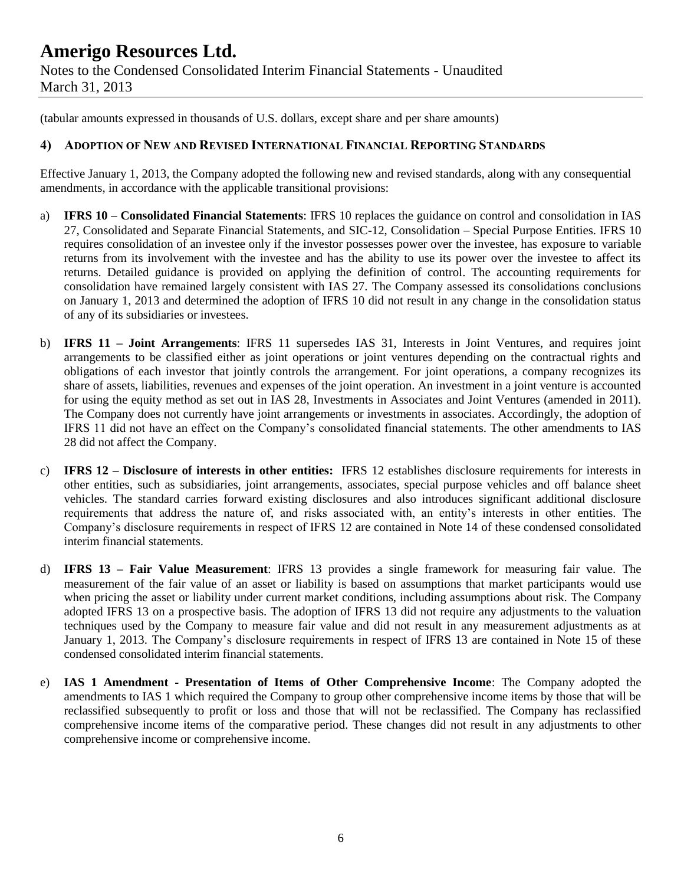(tabular amounts expressed in thousands of U.S. dollars, except share and per share amounts)

## 4) ADOPTION OF NEW AND REVISED INTERNATIONAL FINANCIAL REPORTING STANDARDS

Effective January 1, 2013, the Company adopted the following new and revised standards, along with any consequential amendments, in accordance with the applicable transitional provisions:

a) **IFRS 10 – Consolidated Financial Statements**: IFRS 10 replaces the guidance on control and consolidation in IAS 27, Consolidated and Separate Financial Statements, and SIC-12, Consolidation – Special Purpose Entities. IFRS 10 requires consolidation of an investee only if the investor possesses power over the investee, has exposure to variable returns from its involvement with the investee and has the ability to use its power over the investee to affect its returns. Detailed guidance is provided on applying the definition of control. The accounting requirements for consolidation have remained largely consistent with IAS 27. The Company assessed its consolidations conclusions on January 1, 2013 and determined the adoption of IFRS 10 did not result in any change in the consolidation status of any of its subsidiaries or investees.

b) **IFRS 11 – Joint Arrangements**: IFRS 11 supersedes IAS 31, Interests in Joint Ventures, and requires joint arrangements to be classified either as joint operations or joint ventures depending on the contractual rights and obligations of each investor that jointly controls the arrangement. For joint operations, a company recognizes its share of assets, liabilities, revenues and expenses of the joint operation. An investment in a joint venture is accounted for using the equity method as set out in IAS 28, Investments in Associates and Joint Ventures (amended in 2011). The Company does not currently have joint arrangements or investments in associates. Accordingly, the adoption of IFRS 11 did not have an effect on the Company's consolidated financial statements. The other amendments to IAS 28 did not affect the Company.

c) **IFRS 12 – Disclosure of interests in other entities:** IFRS 12 establishes disclosure requirements for interests in other entities, such as subsidiaries, joint arrangements, associates, special purpose vehicles and off balance sheet vehicles. The standard carries forward existing disclosures and also introduces significant additional disclosure requirements that address the nature of, and risks associated with, an entity's interests in other entities. The Company's disclosure requirements in respect of IFRS 12 are contained in Note 14 of these condensed consolidated interim financial statements.

d) **IFRS 13 – Fair Value Measurement**: IFRS 13 provides a single framework for measuring fair value. The measurement of the fair value of an asset or liability is based on assumptions that market participants would use when pricing the asset or liability under current market conditions, including assumptions about risk. The Company adopted IFRS 13 on a prospective basis. The adoption of IFRS 13 did not require any adjustments to the valuation techniques used by the Company to measure fair value and did not result in any measurement adjustments as at January 1, 2013. The Company's disclosure requirements in respect of IFRS 13 are contained in Note 15 of these condensed consolidated interim financial statements.

e) **IAS 1 Amendment - Presentation of Items of Other Comprehensive Income**: The Company adopted the amendments to IAS 1 which required the Company to group other comprehensive income items by those that will be reclassified subsequently to profit or loss and those that will not be reclassified. The Company has reclassified comprehensive income items of the comparative period. These changes did not result in any adjustments to other comprehensive income or comprehensive income.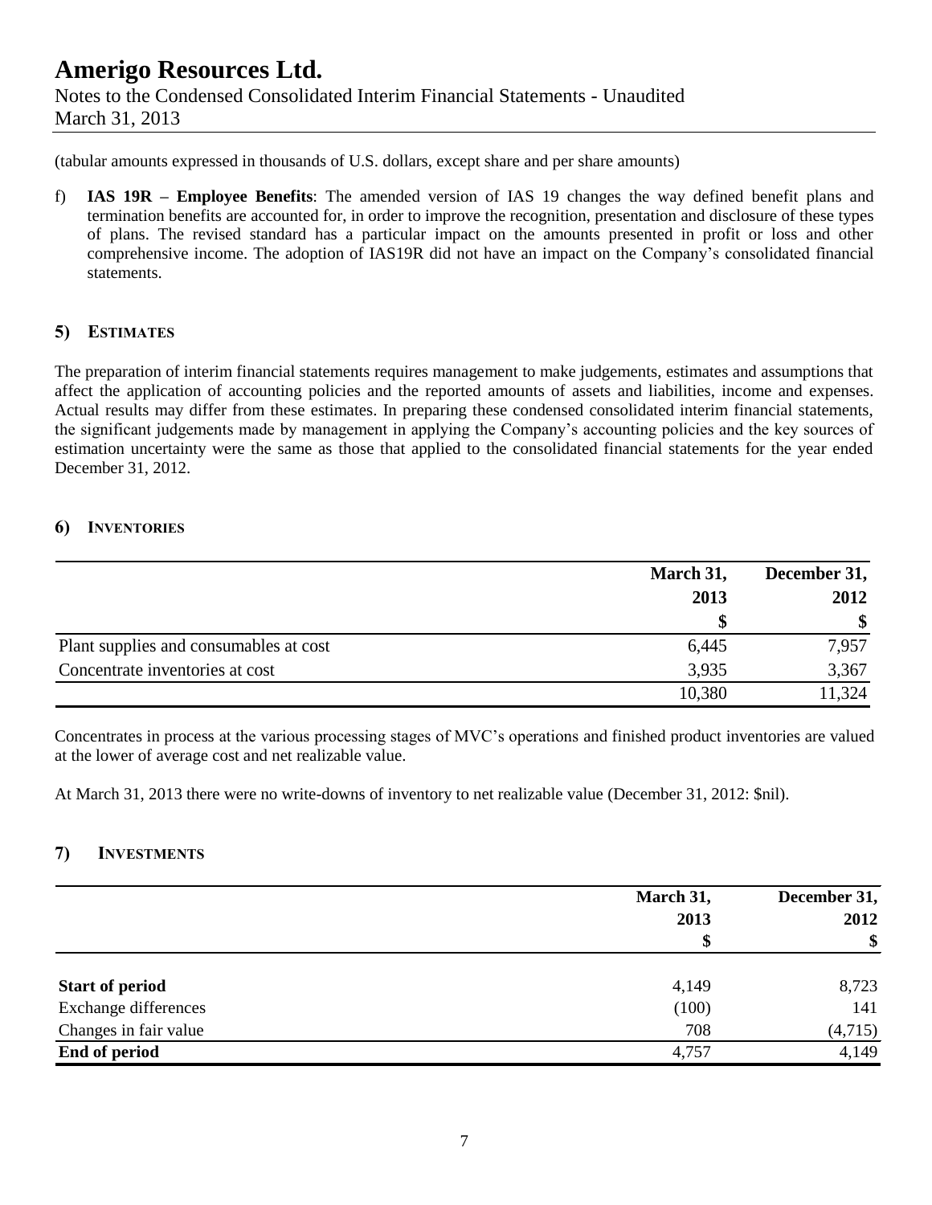(tabular amounts expressed in thousands of U.S. dollars, except share and per share amounts)

f) **IAS 19R – Employee Benefits**: The amended version of IAS 19 changes the way defined benefit plans and termination benefits are accounted for, in order to improve the recognition, presentation and disclosure of these types of plans. The revised standard has a particular impact on the amounts presented in profit or loss and other comprehensive income. The adoption of IAS19R did not have an impact on the Company's consolidated financial statements.

## 5) ESTIMATES

The preparation of interim financial statements requires management to make judgements, estimates and assumptions that affect the application of accounting policies and the reported amounts of assets and liabilities, income and expenses. Actual results may differ from these estimates. In preparing these condensed consolidated interim financial statements, the significant judgements made by management in applying the Company's accounting policies and the key sources of estimation uncertainty were the same as those that applied to the consolidated financial statements for the year ended December 31, 2012.

## 6) INVENTORIES

| | March 31, 2013 | December 31, 2012 |
|---|---|---|
| | $ | $ |
| Plant supplies and consumables at cost | 6,445 | 7,957 |
| Concentrate inventories at cost | 3,935 | 3,367 |
| | 10,380 | 11,324 |

Concentrates in process at the various processing stages of MVC's operations and finished product inventories are valued at the lower of average cost and net realizable value.

At March 31, 2013 there were no write-downs of inventory to net realizable value (December 31, 2012: $nil).

## 7) INVESTMENTS

| | March 31, 2013 | December 31, 2012 |
|---|---|---|
| | $ | $ |
| **Start of period** | 4,149 | 8,723 |
| Exchange differences | (100) | 141 |
| Changes in fair value | 708 | (4,715) |
| **End of period** | 4,757 | 4,149 |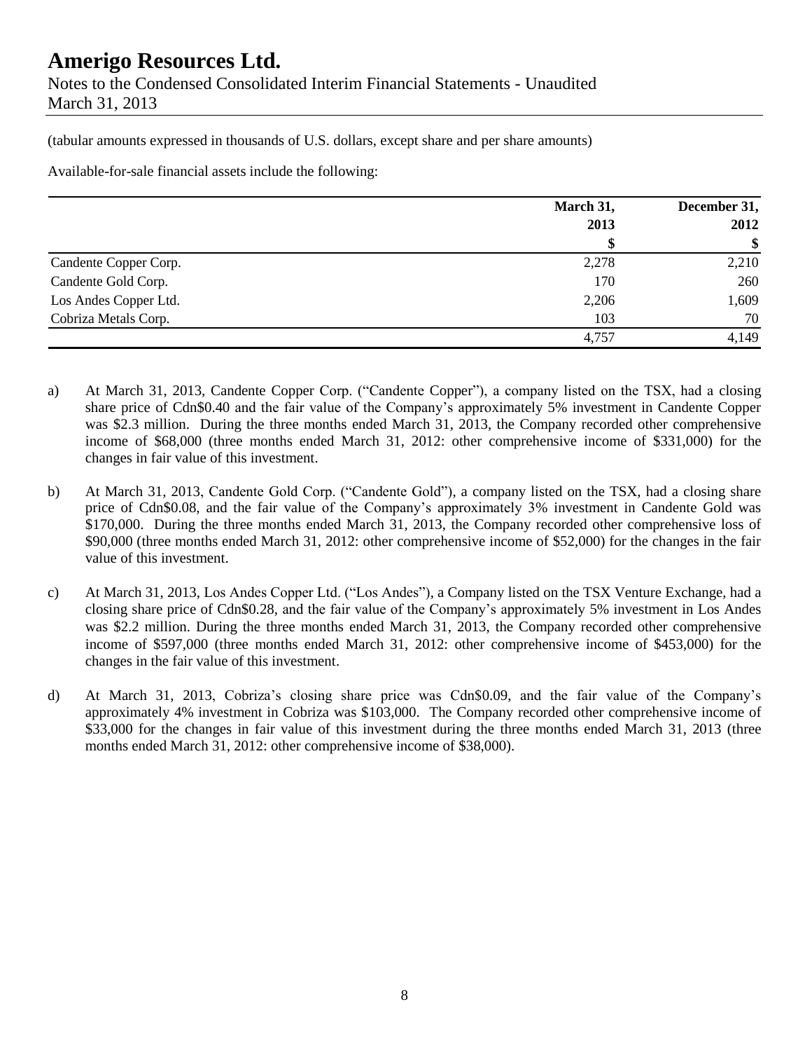(tabular amounts expressed in thousands of U.S. dollars, except share and per share amounts)

Available-for-sale financial assets include the following:

| | March 31, 2013 | December 31, 2012 |
|---|---|---|
| | $ | $ |
| Candente Copper Corp. | 2,278 | 2,210 |
| Candente Gold Corp. | 170 | 260 |
| Los Andes Copper Ltd. | 2,206 | 1,609 |
| Cobriza Metals Corp. | 103 | 70 |
| | 4,757 | 4,149 |

a) At March 31, 2013, Candente Copper Corp. ("Candente Copper"), a company listed on the TSX, had a closing share price of Cdn$0.40 and the fair value of the Company's approximately 5% investment in Candente Copper was $2.3 million. During the three months ended March 31, 2013, the Company recorded other comprehensive income of $68,000 (three months ended March 31, 2012: other comprehensive income of $331,000) for the changes in fair value of this investment.

b) At March 31, 2013, Candente Gold Corp. ("Candente Gold"), a company listed on the TSX, had a closing share price of Cdn$0.08, and the fair value of the Company's approximately 3% investment in Candente Gold was $170,000. During the three months ended March 31, 2013, the Company recorded other comprehensive loss of $90,000 (three months ended March 31, 2012: other comprehensive income of $52,000) for the changes in the fair value of this investment.

c) At March 31, 2013, Los Andes Copper Ltd. ("Los Andes"), a Company listed on the TSX Venture Exchange, had a closing share price of Cdn$0.28, and the fair value of the Company's approximately 5% investment in Los Andes was $2.2 million. During the three months ended March 31, 2013, the Company recorded other comprehensive income of $597,000 (three months ended March 31, 2012: other comprehensive income of $453,000) for the changes in the fair value of this investment.

d) At March 31, 2013, Cobriza's closing share price was Cdn$0.09, and the fair value of the Company's approximately 4% investment in Cobriza was $103,000. The Company recorded other comprehensive income of $33,000 for the changes in fair value of this investment during the three months ended March 31, 2013 (three months ended March 31, 2012: other comprehensive income of $38,000).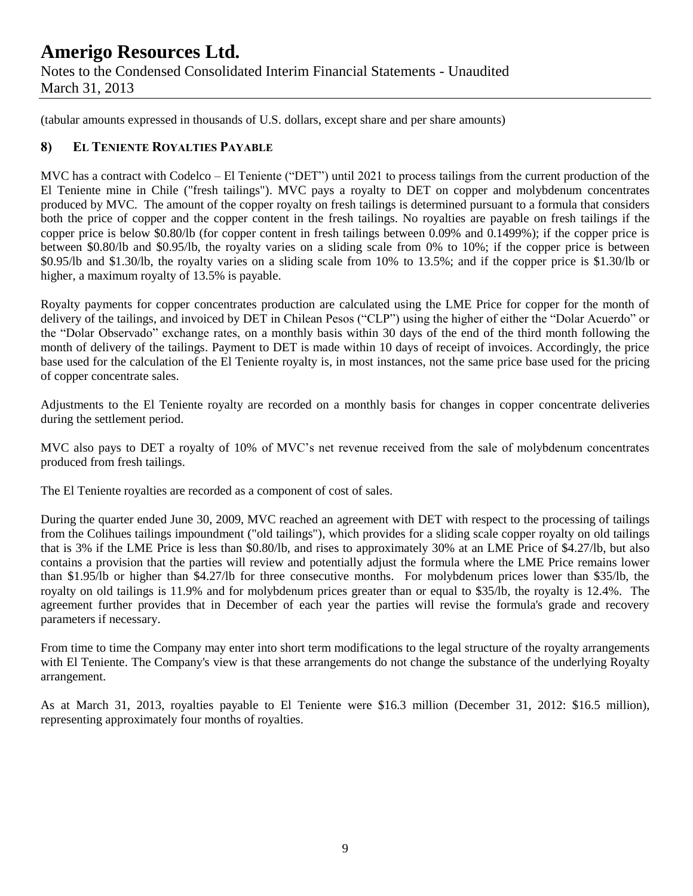(tabular amounts expressed in thousands of U.S. dollars, except share and per share amounts)

## 8) EL TENIENTE ROYALTIES PAYABLE

MVC has a contract with Codelco – El Teniente ("DET") until 2021 to process tailings from the current production of the El Teniente mine in Chile ("fresh tailings"). MVC pays a royalty to DET on copper and molybdenum concentrates produced by MVC. The amount of the copper royalty on fresh tailings is determined pursuant to a formula that considers both the price of copper and the copper content in the fresh tailings. No royalties are payable on fresh tailings if the copper price is below \$0.80/lb (for copper content in fresh tailings between 0.09% and 0.1499%); if the copper price is between \$0.80/lb and \$0.95/lb, the royalty varies on a sliding scale from 0% to 10%; if the copper price is between \$0.95/lb and \$1.30/lb, the royalty varies on a sliding scale from 10% to 13.5%; and if the copper price is \$1.30/lb or higher, a maximum royalty of 13.5% is payable.

Royalty payments for copper concentrates production are calculated using the LME Price for copper for the month of delivery of the tailings, and invoiced by DET in Chilean Pesos ("CLP") using the higher of either the "Dolar Acuerdo" or the "Dolar Observado" exchange rates, on a monthly basis within 30 days of the end of the third month following the month of delivery of the tailings. Payment to DET is made within 10 days of receipt of invoices. Accordingly, the price base used for the calculation of the El Teniente royalty is, in most instances, not the same price base used for the pricing of copper concentrate sales.

Adjustments to the El Teniente royalty are recorded on a monthly basis for changes in copper concentrate deliveries during the settlement period.

MVC also pays to DET a royalty of 10% of MVC's net revenue received from the sale of molybdenum concentrates produced from fresh tailings.

The El Teniente royalties are recorded as a component of cost of sales.

During the quarter ended June 30, 2009, MVC reached an agreement with DET with respect to the processing of tailings from the Colihues tailings impoundment ("old tailings"), which provides for a sliding scale copper royalty on old tailings that is 3% if the LME Price is less than \$0.80/lb, and rises to approximately 30% at an LME Price of \$4.27/lb, but also contains a provision that the parties will review and potentially adjust the formula where the LME Price remains lower than \$1.95/lb or higher than \$4.27/lb for three consecutive months. For molybdenum prices lower than \$35/lb, the royalty on old tailings is 11.9% and for molybdenum prices greater than or equal to \$35/lb, the royalty is 12.4%. The agreement further provides that in December of each year the parties will revise the formula's grade and recovery parameters if necessary.

From time to time the Company may enter into short term modifications to the legal structure of the royalty arrangements with El Teniente. The Company's view is that these arrangements do not change the substance of the underlying Royalty arrangement.

As at March 31, 2013, royalties payable to El Teniente were \$16.3 million (December 31, 2012: \$16.5 million), representing approximately four months of royalties.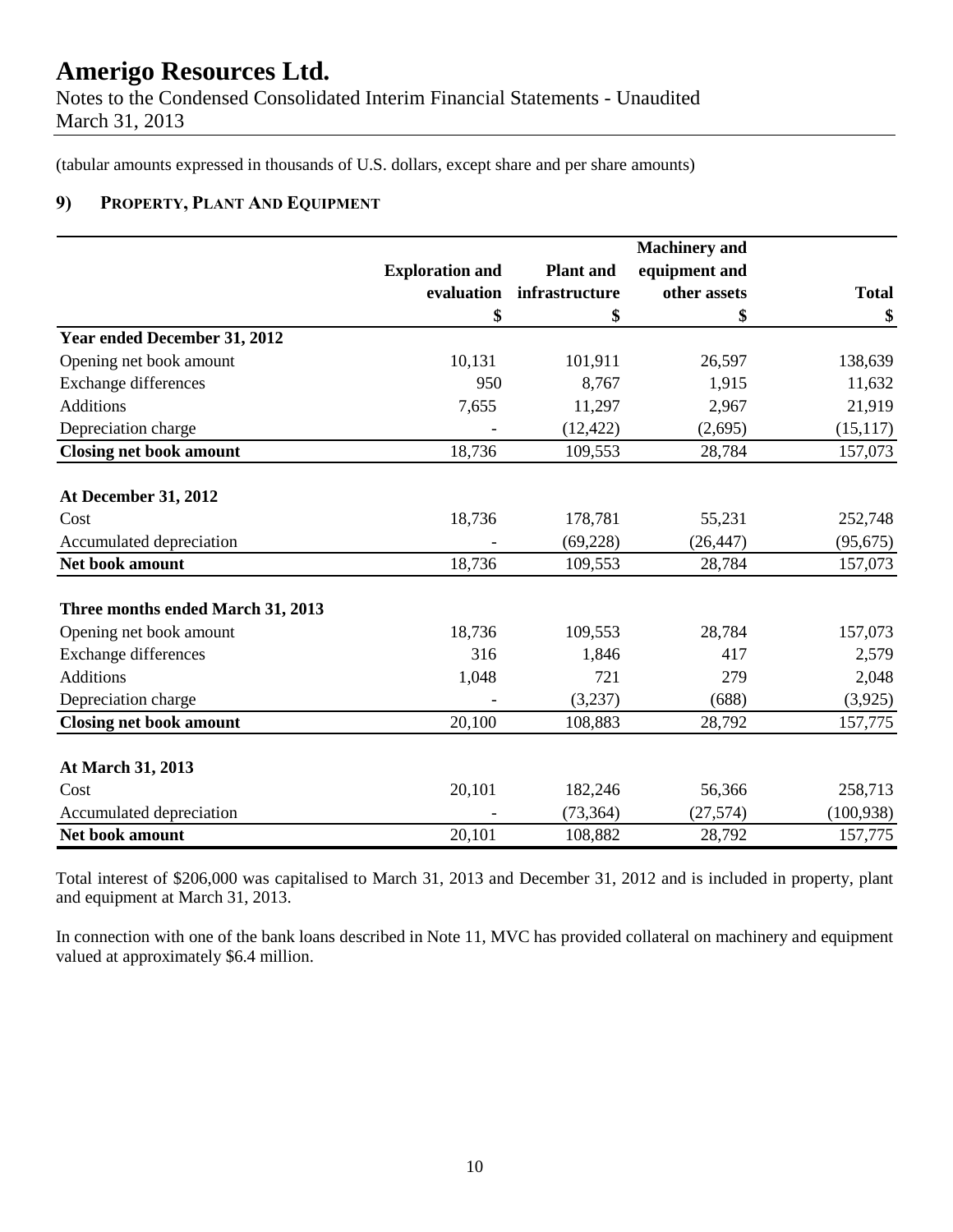# Amerigo Resources Ltd.

Notes to the Condensed Consolidated Interim Financial Statements - Unaudited
March 31, 2013

(tabular amounts expressed in thousands of U.S. dollars, except share and per share amounts)

## 9) PROPERTY, PLANT AND EQUIPMENT

| | Exploration and evaluation | Plant and infrastructure | Machinery and equipment and other assets | Total |
|---|---|---|---|---|
| | $ | $ | $ | $ |
| **Year ended December 31, 2012** | | | | |
| Opening net book amount | 10,131 | 101,911 | 26,597 | 138,639 |
| Exchange differences | 950 | 8,767 | 1,915 | 11,632 |
| Additions | 7,655 | 11,297 | 2,967 | 21,919 |
| Depreciation charge | - | (12,422) | (2,695) | (15,117) |
| **Closing net book amount** | 18,736 | 109,553 | 28,784 | 157,073 |
| | | | | |
| **At December 31, 2012** | | | | |
| Cost | 18,736 | 178,781 | 55,231 | 252,748 |
| Accumulated depreciation | - | (69,228) | (26,447) | (95,675) |
| **Net book amount** | 18,736 | 109,553 | 28,784 | 157,073 |
| | | | | |
| **Three months ended March 31, 2013** | | | | |
| Opening net book amount | 18,736 | 109,553 | 28,784 | 157,073 |
| Exchange differences | 316 | 1,846 | 417 | 2,579 |
| Additions | 1,048 | 721 | 279 | 2,048 |
| Depreciation charge | - | (3,237) | (688) | (3,925) |
| **Closing net book amount** | 20,100 | 108,883 | 28,792 | 157,775 |
| | | | | |
| **At March 31, 2013** | | | | |
| Cost | 20,101 | 182,246 | 56,366 | 258,713 |
| Accumulated depreciation | - | (73,364) | (27,574) | (100,938) |
| **Net book amount** | 20,101 | 108,882 | 28,792 | 157,775 |

Total interest of $206,000 was capitalised to March 31, 2013 and December 31, 2012 and is included in property, plant and equipment at March 31, 2013.

In connection with one of the bank loans described in Note 11, MVC has provided collateral on machinery and equipment valued at approximately $6.4 million.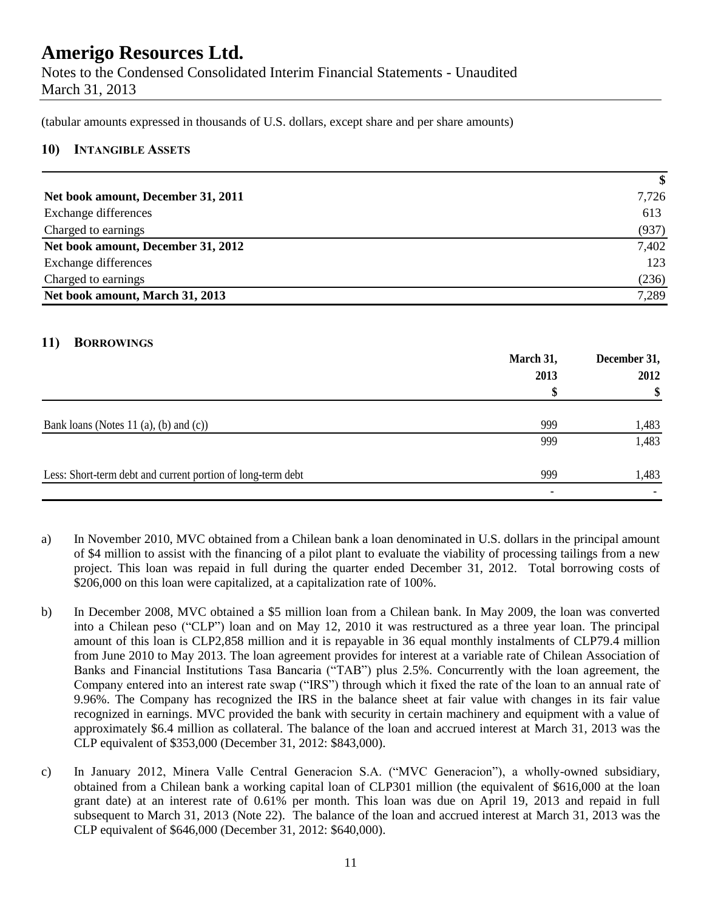(tabular amounts expressed in thousands of U.S. dollars, except share and per share amounts)

## 10) INTANGIBLE ASSETS

| | $ |
|---|---|
| **Net book amount, December 31, 2011** | 7,726 |
| Exchange differences | 613 |
| Charged to earnings | (937) |
| **Net book amount, December 31, 2012** | 7,402 |
| Exchange differences | 123 |
| Charged to earnings | (236) |
| **Net book amount, March 31, 2013** | 7,289 |

## 11) BORROWINGS

| | March 31, 2013 $ | December 31, 2012 $ |
|---|---|---|
| Bank loans (Notes 11 (a), (b) and (c)) | 999 | 1,483 |
| | 999 | 1,483 |
| Less: Short-term debt and current portion of long-term debt | 999 | 1,483 |
| | - | - |

a) In November 2010, MVC obtained from a Chilean bank a loan denominated in U.S. dollars in the principal amount of $4 million to assist with the financing of a pilot plant to evaluate the viability of processing tailings from a new project. This loan was repaid in full during the quarter ended December 31, 2012. Total borrowing costs of $206,000 on this loan were capitalized, at a capitalization rate of 100%.

b) In December 2008, MVC obtained a $5 million loan from a Chilean bank. In May 2009, the loan was converted into a Chilean peso ("CLP") loan and on May 12, 2010 it was restructured as a three year loan. The principal amount of this loan is CLP2,858 million and it is repayable in 36 equal monthly instalments of CLP79.4 million from June 2010 to May 2013. The loan agreement provides for interest at a variable rate of Chilean Association of Banks and Financial Institutions Tasa Bancaria ("TAB") plus 2.5%. Concurrently with the loan agreement, the Company entered into an interest rate swap ("IRS") through which it fixed the rate of the loan to an annual rate of 9.96%. The Company has recognized the IRS in the balance sheet at fair value with changes in its fair value recognized in earnings. MVC provided the bank with security in certain machinery and equipment with a value of approximately $6.4 million as collateral. The balance of the loan and accrued interest at March 31, 2013 was the CLP equivalent of $353,000 (December 31, 2012: $843,000).

c) In January 2012, Minera Valle Central Generacion S.A. ("MVC Generacion"), a wholly-owned subsidiary, obtained from a Chilean bank a working capital loan of CLP301 million (the equivalent of $616,000 at the loan grant date) at an interest rate of 0.61% per month. This loan was due on April 19, 2013 and repaid in full subsequent to March 31, 2013 (Note 22). The balance of the loan and accrued interest at March 31, 2013 was the CLP equivalent of $646,000 (December 31, 2012: $640,000).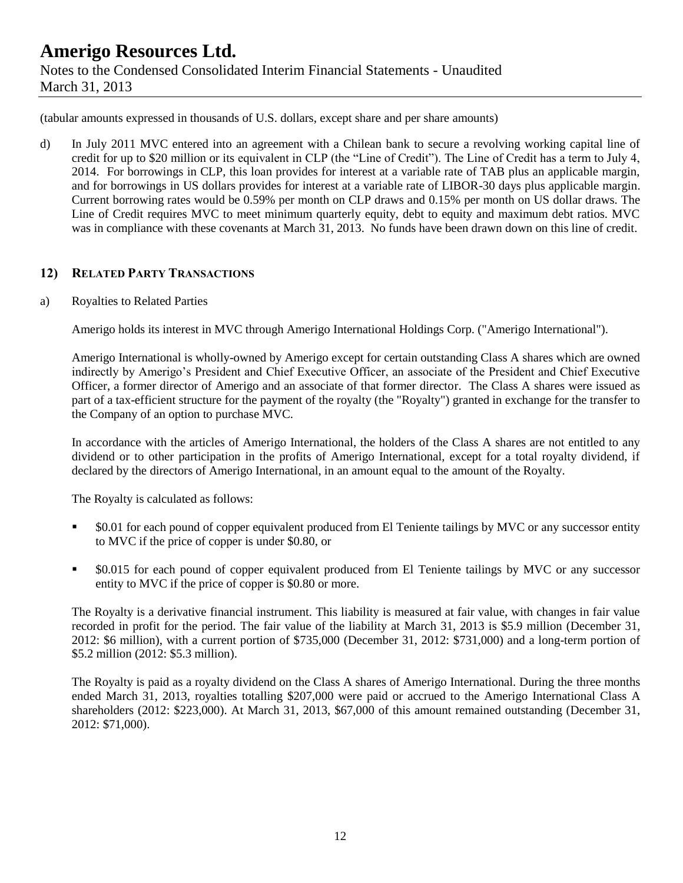(tabular amounts expressed in thousands of U.S. dollars, except share and per share amounts)

d) In July 2011 MVC entered into an agreement with a Chilean bank to secure a revolving working capital line of credit for up to $20 million or its equivalent in CLP (the "Line of Credit"). The Line of Credit has a term to July 4, 2014. For borrowings in CLP, this loan provides for interest at a variable rate of TAB plus an applicable margin, and for borrowings in US dollars provides for interest at a variable rate of LIBOR-30 days plus applicable margin. Current borrowing rates would be 0.59% per month on CLP draws and 0.15% per month on US dollar draws. The Line of Credit requires MVC to meet minimum quarterly equity, debt to equity and maximum debt ratios. MVC was in compliance with these covenants at March 31, 2013. No funds have been drawn down on this line of credit.

## 12) RELATED PARTY TRANSACTIONS

a) Royalties to Related Parties

Amerigo holds its interest in MVC through Amerigo International Holdings Corp. ("Amerigo International").

Amerigo International is wholly-owned by Amerigo except for certain outstanding Class A shares which are owned indirectly by Amerigo's President and Chief Executive Officer, an associate of the President and Chief Executive Officer, a former director of Amerigo and an associate of that former director. The Class A shares were issued as part of a tax-efficient structure for the payment of the royalty (the "Royalty") granted in exchange for the transfer to the Company of an option to purchase MVC.

In accordance with the articles of Amerigo International, the holders of the Class A shares are not entitled to any dividend or to other participation in the profits of Amerigo International, except for a total royalty dividend, if declared by the directors of Amerigo International, in an amount equal to the amount of the Royalty.

The Royalty is calculated as follows:

- $0.01 for each pound of copper equivalent produced from El Teniente tailings by MVC or any successor entity to MVC if the price of copper is under $0.80, or
- $0.015 for each pound of copper equivalent produced from El Teniente tailings by MVC or any successor entity to MVC if the price of copper is $0.80 or more.

The Royalty is a derivative financial instrument. This liability is measured at fair value, with changes in fair value recorded in profit for the period. The fair value of the liability at March 31, 2013 is $5.9 million (December 31, 2012: $6 million), with a current portion of $735,000 (December 31, 2012: $731,000) and a long-term portion of $5.2 million (2012: $5.3 million).

The Royalty is paid as a royalty dividend on the Class A shares of Amerigo International. During the three months ended March 31, 2013, royalties totalling $207,000 were paid or accrued to the Amerigo International Class A shareholders (2012: $223,000). At March 31, 2013, $67,000 of this amount remained outstanding (December 31, 2012: $71,000).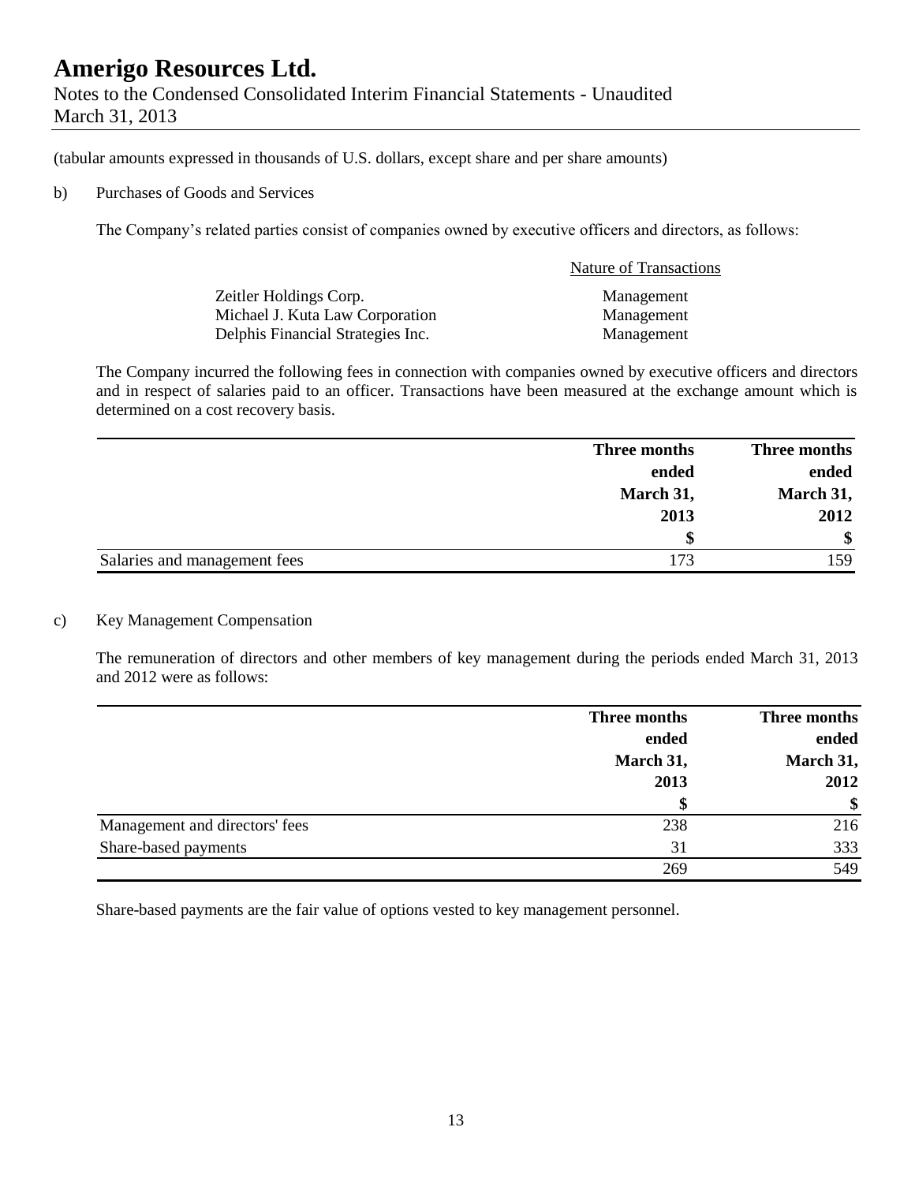(tabular amounts expressed in thousands of U.S. dollars, except share and per share amounts)

b) Purchases of Goods and Services

The Company's related parties consist of companies owned by executive officers and directors, as follows:

| | Nature of Transactions |
|---|---|
| Zeitler Holdings Corp. | Management |
| Michael J. Kuta Law Corporation | Management |
| Delphis Financial Strategies Inc. | Management |

The Company incurred the following fees in connection with companies owned by executive officers and directors and in respect of salaries paid to an officer. Transactions have been measured at the exchange amount which is determined on a cost recovery basis.

| | Three months ended March 31, 2013 | Three months ended March 31, 2012 |
|---|---|---|
| | $ | $ |
| Salaries and management fees | 173 | 159 |

c) Key Management Compensation

The remuneration of directors and other members of key management during the periods ended March 31, 2013 and 2012 were as follows:

| | Three months ended March 31, 2013 | Three months ended March 31, 2012 |
|---|---|---|
| | $ | $ |
| Management and directors' fees | 238 | 216 |
| Share-based payments | 31 | 333 |
| | 269 | 549 |

Share-based payments are the fair value of options vested to key management personnel.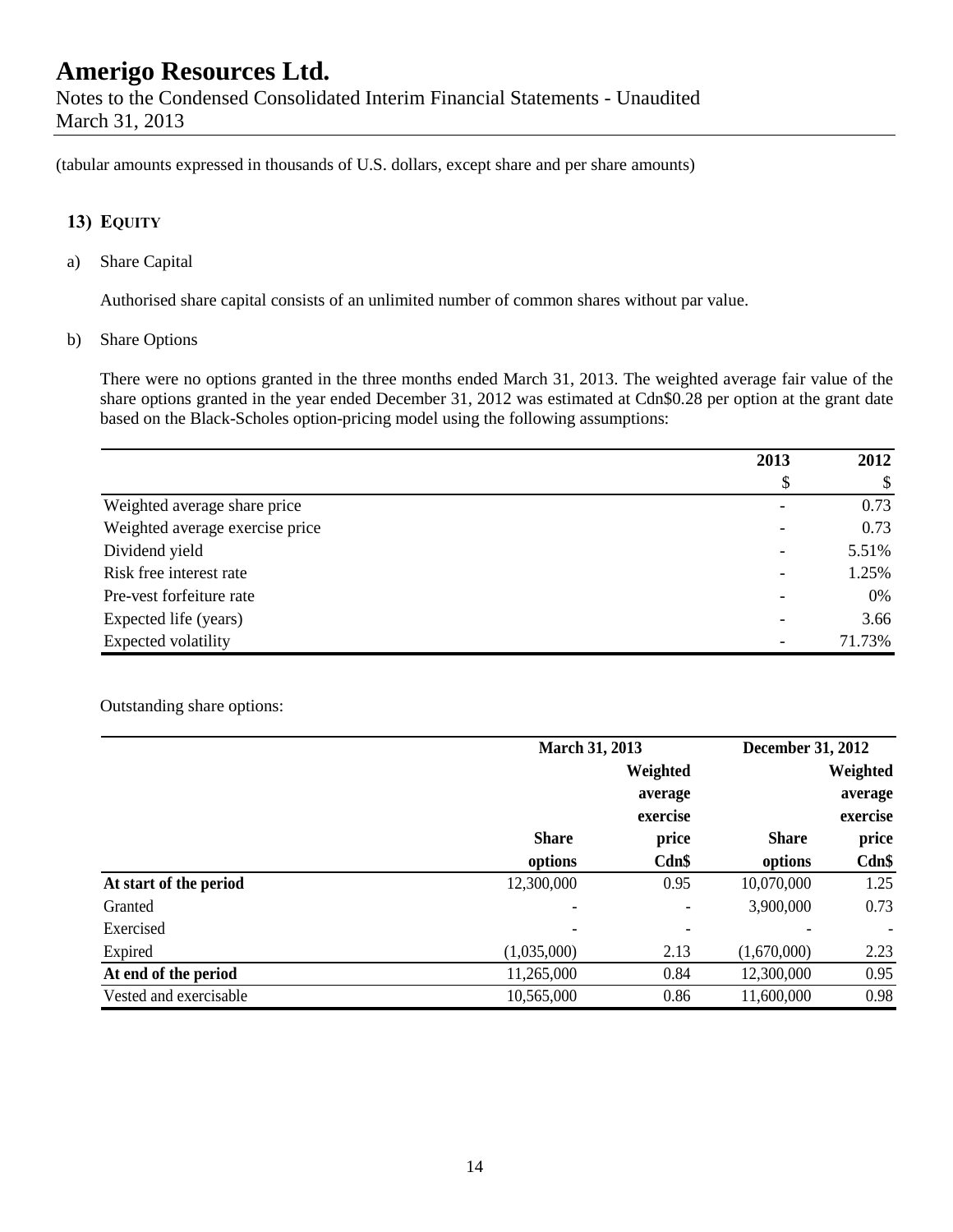# Amerigo Resources Ltd.

Notes to the Condensed Consolidated Interim Financial Statements - Unaudited
March 31, 2013

(tabular amounts expressed in thousands of U.S. dollars, except share and per share amounts)

## 13) Equity

a) Share Capital

Authorised share capital consists of an unlimited number of common shares without par value.

b) Share Options

There were no options granted in the three months ended March 31, 2013. The weighted average fair value of the share options granted in the year ended December 31, 2012 was estimated at Cdn$0.28 per option at the grant date based on the Black-Scholes option-pricing model using the following assumptions:

| | 2013 | 2012 |
|---|---|---|
| | $ | $ |
| Weighted average share price | - | 0.73 |
| Weighted average exercise price | - | 0.73 |
| Dividend yield | - | 5.51% |
| Risk free interest rate | - | 1.25% |
| Pre-vest forfeiture rate | - | 0% |
| Expected life (years) | - | 3.66 |
| Expected volatility | - | 71.73% |

Outstanding share options:

| | March 31, 2013 | | December 31, 2012 | |
|---|---|---|---|---|
| | Share options | Weighted average exercise price Cdn$ | Share options | Weighted average exercise price Cdn$ |
| **At start of the period** | 12,300,000 | 0.95 | 10,070,000 | 1.25 |
| Granted | - | - | 3,900,000 | 0.73 |
| Exercised | - | - | - | - |
| Expired | (1,035,000) | 2.13 | (1,670,000) | 2.23 |
| **At end of the period** | 11,265,000 | 0.84 | 12,300,000 | 0.95 |
| Vested and exercisable | 10,565,000 | 0.86 | 11,600,000 | 0.98 |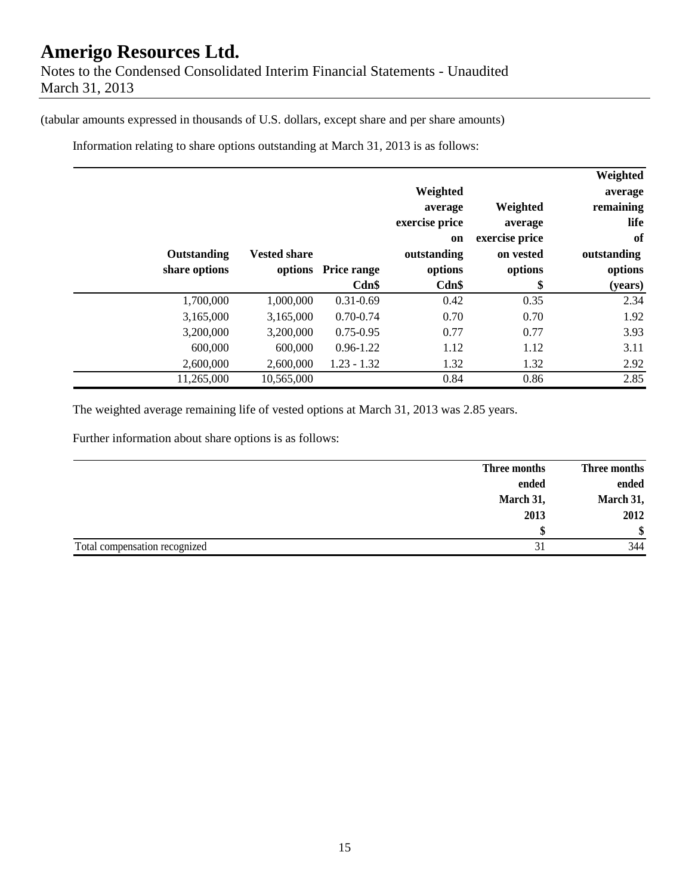(tabular amounts expressed in thousands of U.S. dollars, except share and per share amounts)

Information relating to share options outstanding at March 31, 2013 is as follows:

| Outstanding share options | Vested share options | Price range Cdn$ | Weighted average exercise price on outstanding options Cdn$ | Weighted average exercise price on vested options $ | Weighted average remaining life of outstanding options (years) |
|---|---|---|---|---|---|
| 1,700,000 | 1,000,000 | 0.31-0.69 | 0.42 | 0.35 | 2.34 |
| 3,165,000 | 3,165,000 | 0.70-0.74 | 0.70 | 0.70 | 1.92 |
| 3,200,000 | 3,200,000 | 0.75-0.95 | 0.77 | 0.77 | 3.93 |
| 600,000 | 600,000 | 0.96-1.22 | 1.12 | 1.12 | 3.11 |
| 2,600,000 | 2,600,000 | 1.23 - 1.32 | 1.32 | 1.32 | 2.92 |
| 11,265,000 | 10,565,000 | | 0.84 | 0.86 | 2.85 |

The weighted average remaining life of vested options at March 31, 2013 was 2.85 years.

Further information about share options is as follows:

| | Three months ended March 31, 2013 $ | Three months ended March 31, 2012 $ |
|---|---|---|
| Total compensation recognized | 31 | 344 |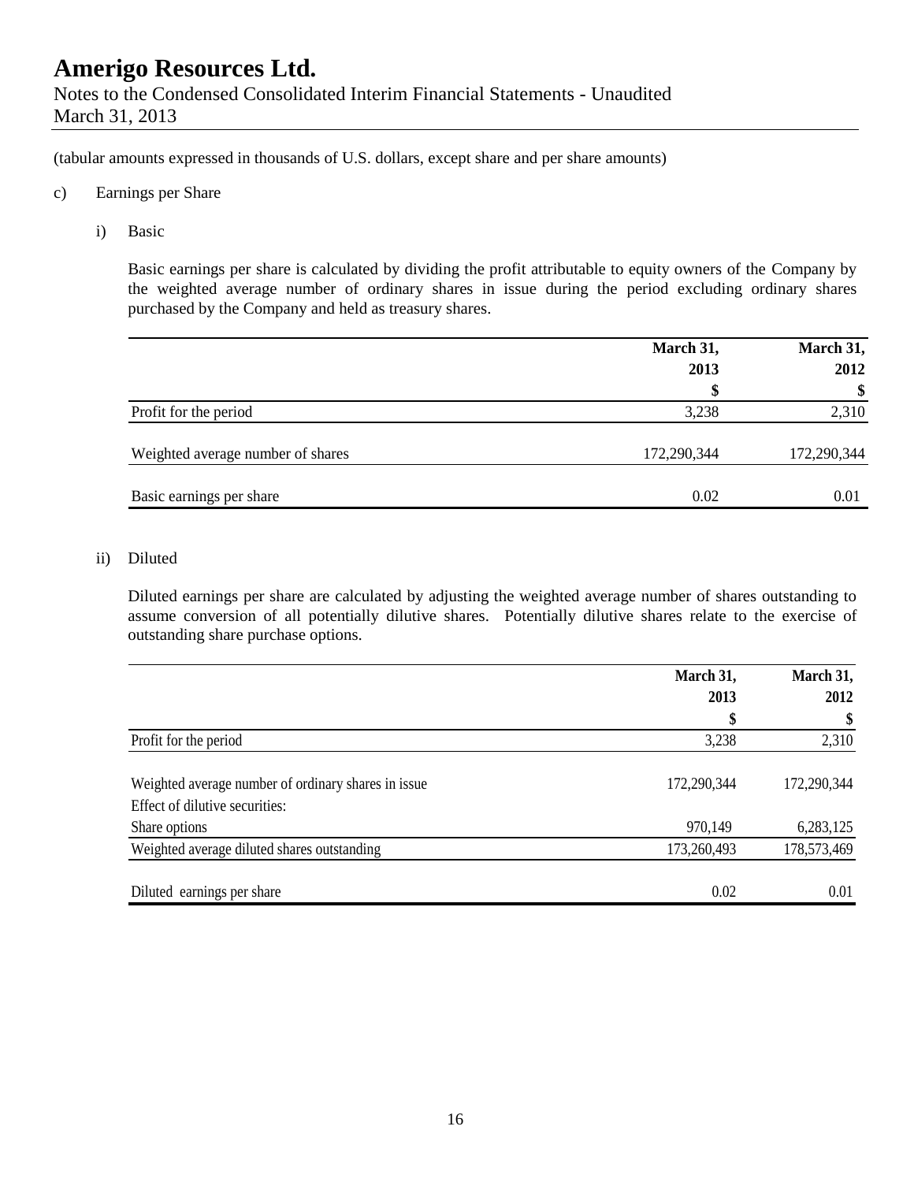(tabular amounts expressed in thousands of U.S. dollars, except share and per share amounts)

c) Earnings per Share

i) Basic

Basic earnings per share is calculated by dividing the profit attributable to equity owners of the Company by the weighted average number of ordinary shares in issue during the period excluding ordinary shares purchased by the Company and held as treasury shares.

| | March 31, 2013 $ | March 31, 2012 $ |
|---|---|---|
| Profit for the period | 3,238 | 2,310 |
| Weighted average number of shares | 172,290,344 | 172,290,344 |
| Basic earnings per share | 0.02 | 0.01 |

ii) Diluted

Diluted earnings per share are calculated by adjusting the weighted average number of shares outstanding to assume conversion of all potentially dilutive shares. Potentially dilutive shares relate to the exercise of outstanding share purchase options.

| | March 31, 2013 $ | March 31, 2012 $ |
|---|---|---|
| Profit for the period | 3,238 | 2,310 |
| Weighted average number of ordinary shares in issue | 172,290,344 | 172,290,344 |
| Effect of dilutive securities: | | |
| Share options | 970,149 | 6,283,125 |
| Weighted average diluted shares outstanding | 173,260,493 | 178,573,469 |
| Diluted earnings per share | 0.02 | 0.01 |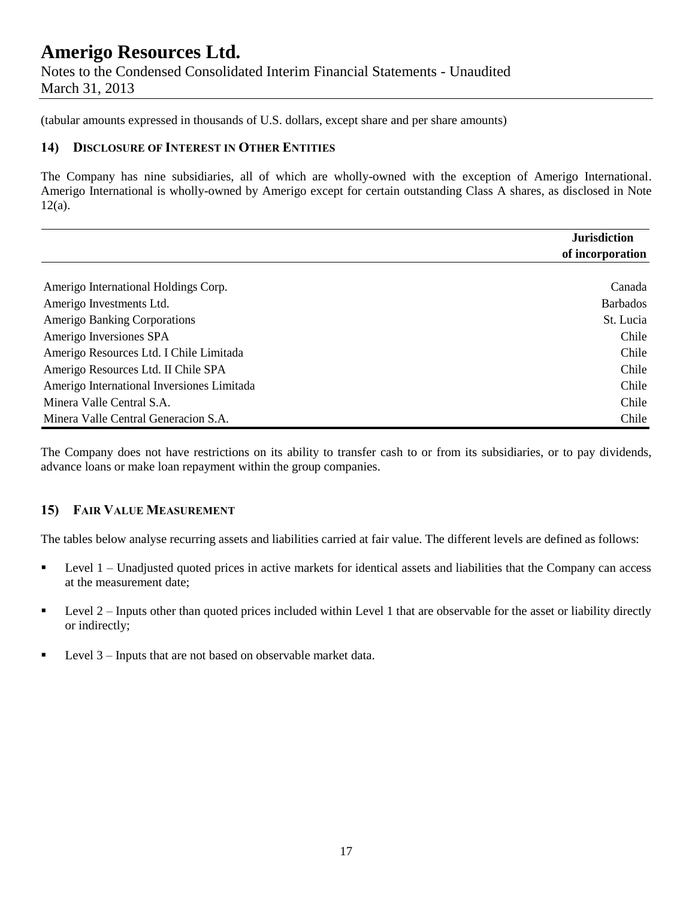(tabular amounts expressed in thousands of U.S. dollars, except share and per share amounts)

## 14) DISCLOSURE OF INTEREST IN OTHER ENTITIES

The Company has nine subsidiaries, all of which are wholly-owned with the exception of Amerigo International. Amerigo International is wholly-owned by Amerigo except for certain outstanding Class A shares, as disclosed in Note 12(a).

| | Jurisdiction of incorporation |
|---|---|
| Amerigo International Holdings Corp. | Canada |
| Amerigo Investments Ltd. | Barbados |
| Amerigo Banking Corporations | St. Lucia |
| Amerigo Inversiones SPA | Chile |
| Amerigo Resources Ltd. I Chile Limitada | Chile |
| Amerigo Resources Ltd. II Chile SPA | Chile |
| Amerigo International Inversiones Limitada | Chile |
| Minera Valle Central S.A. | Chile |
| Minera Valle Central Generacion S.A. | Chile |

The Company does not have restrictions on its ability to transfer cash to or from its subsidiaries, or to pay dividends, advance loans or make loan repayment within the group companies.

## 15) FAIR VALUE MEASUREMENT

The tables below analyse recurring assets and liabilities carried at fair value. The different levels are defined as follows:

- Level 1 – Unadjusted quoted prices in active markets for identical assets and liabilities that the Company can access at the measurement date;
- Level 2 – Inputs other than quoted prices included within Level 1 that are observable for the asset or liability directly or indirectly;
- Level 3 – Inputs that are not based on observable market data.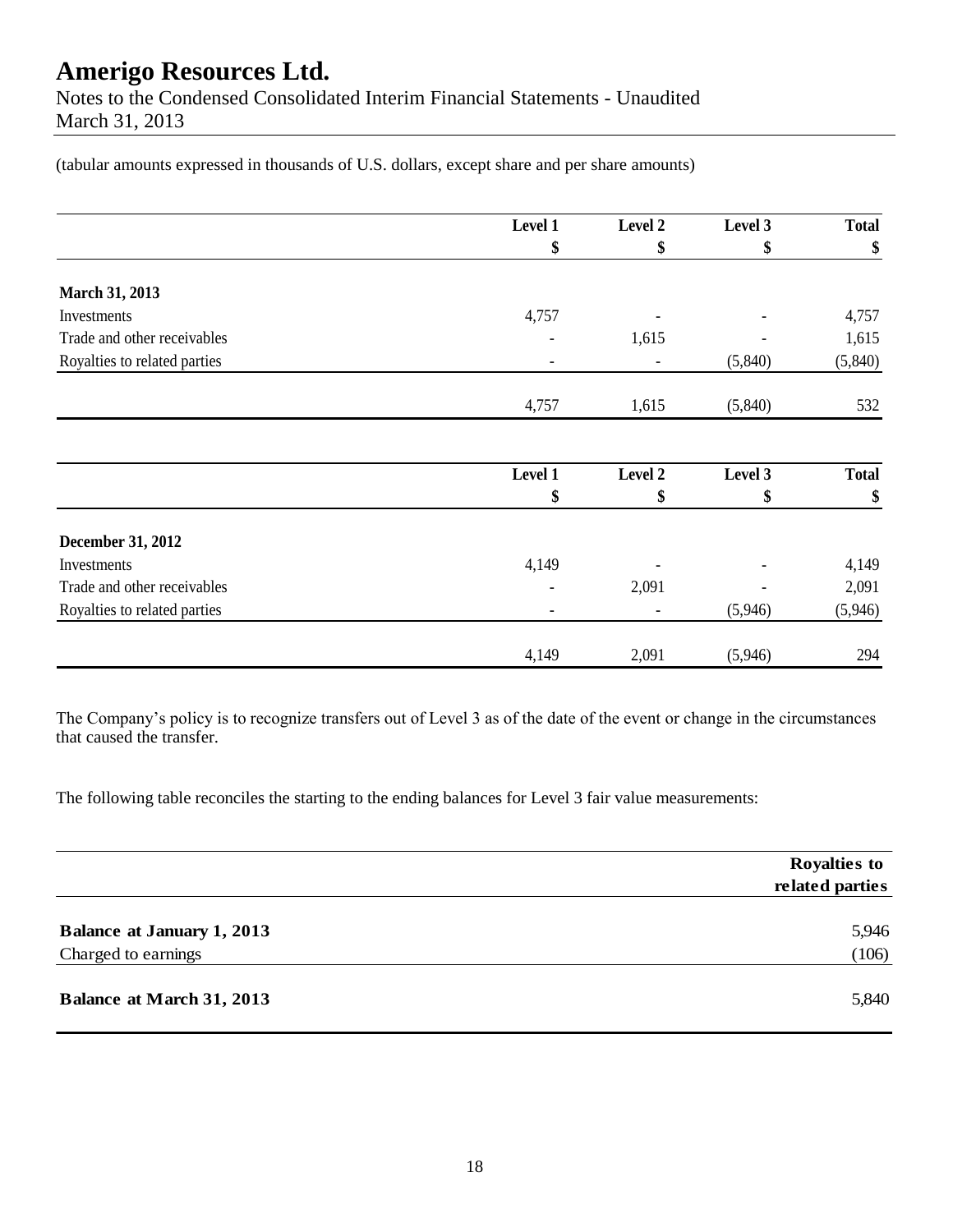(tabular amounts expressed in thousands of U.S. dollars, except share and per share amounts)

| | Level 1 | Level 2 | Level 3 | Total |
|---|---|---|---|---|
| | \$ | \$ | \$ | \$ |
| **March 31, 2013** | | | | |
| Investments | 4,757 | - | - | 4,757 |
| Trade and other receivables | - | 1,615 | - | 1,615 |
| Royalties to related parties | - | - | (5,840) | (5,840) |
| | 4,757 | 1,615 | (5,840) | 532 |

| | Level 1 | Level 2 | Level 3 | Total |
|---|---|---|---|---|
| | \$ | \$ | \$ | \$ |
| **December 31, 2012** | | | | |
| Investments | 4,149 | - | - | 4,149 |
| Trade and other receivables | - | 2,091 | - | 2,091 |
| Royalties to related parties | - | - | (5,946) | (5,946) |
| | 4,149 | 2,091 | (5,946) | 294 |

The Company's policy is to recognize transfers out of Level 3 as of the date of the event or change in the circumstances that caused the transfer.

The following table reconciles the starting to the ending balances for Level 3 fair value measurements:

| | Royalties to related parties |
|---|---|
| **Balance at January 1, 2013** | 5,946 |
| Charged to earnings | (106) |
| **Balance at March 31, 2013** | 5,840 |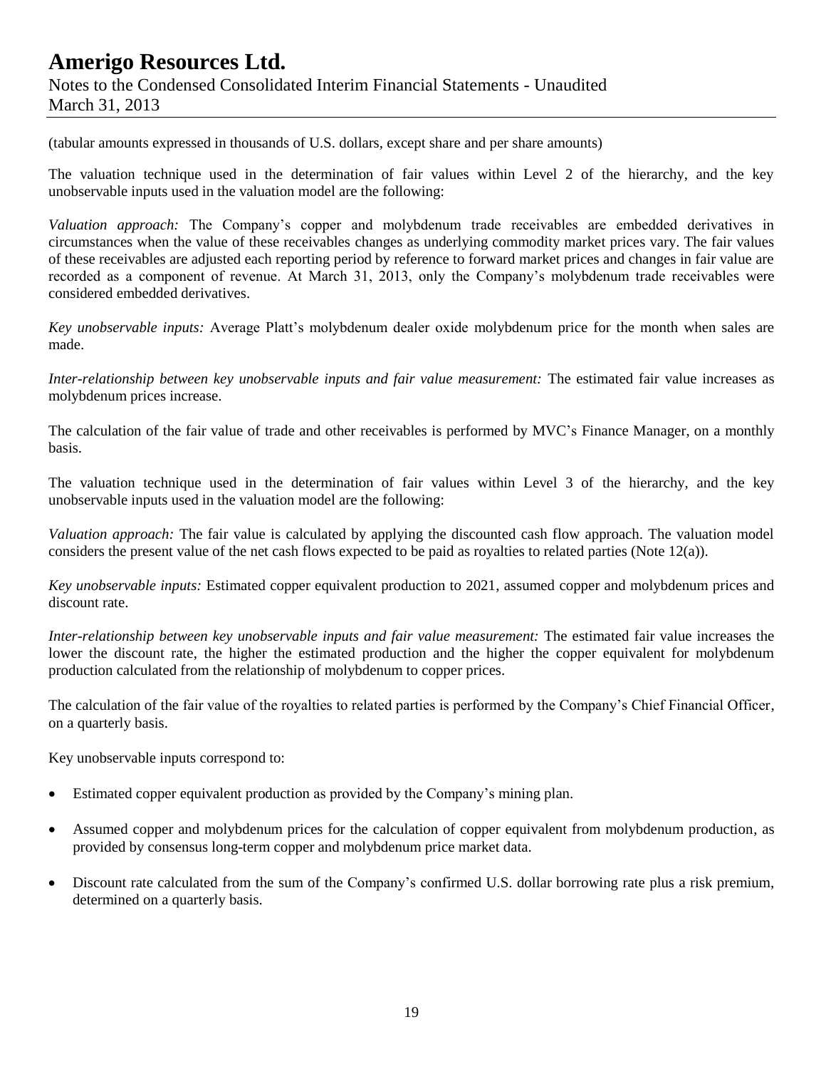(tabular amounts expressed in thousands of U.S. dollars, except share and per share amounts)

The valuation technique used in the determination of fair values within Level 2 of the hierarchy, and the key unobservable inputs used in the valuation model are the following:

*Valuation approach:* The Company's copper and molybdenum trade receivables are embedded derivatives in circumstances when the value of these receivables changes as underlying commodity market prices vary. The fair values of these receivables are adjusted each reporting period by reference to forward market prices and changes in fair value are recorded as a component of revenue. At March 31, 2013, only the Company's molybdenum trade receivables were considered embedded derivatives.

*Key unobservable inputs:* Average Platt's molybdenum dealer oxide molybdenum price for the month when sales are made.

*Inter-relationship between key unobservable inputs and fair value measurement:* The estimated fair value increases as molybdenum prices increase.

The calculation of the fair value of trade and other receivables is performed by MVC's Finance Manager, on a monthly basis.

The valuation technique used in the determination of fair values within Level 3 of the hierarchy, and the key unobservable inputs used in the valuation model are the following:

*Valuation approach:* The fair value is calculated by applying the discounted cash flow approach. The valuation model considers the present value of the net cash flows expected to be paid as royalties to related parties (Note 12(a)).

*Key unobservable inputs:* Estimated copper equivalent production to 2021, assumed copper and molybdenum prices and discount rate.

*Inter-relationship between key unobservable inputs and fair value measurement:* The estimated fair value increases the lower the discount rate, the higher the estimated production and the higher the copper equivalent for molybdenum production calculated from the relationship of molybdenum to copper prices.

The calculation of the fair value of the royalties to related parties is performed by the Company's Chief Financial Officer, on a quarterly basis.

Key unobservable inputs correspond to:

- Estimated copper equivalent production as provided by the Company's mining plan.
- Assumed copper and molybdenum prices for the calculation of copper equivalent from molybdenum production, as provided by consensus long-term copper and molybdenum price market data.
- Discount rate calculated from the sum of the Company's confirmed U.S. dollar borrowing rate plus a risk premium, determined on a quarterly basis.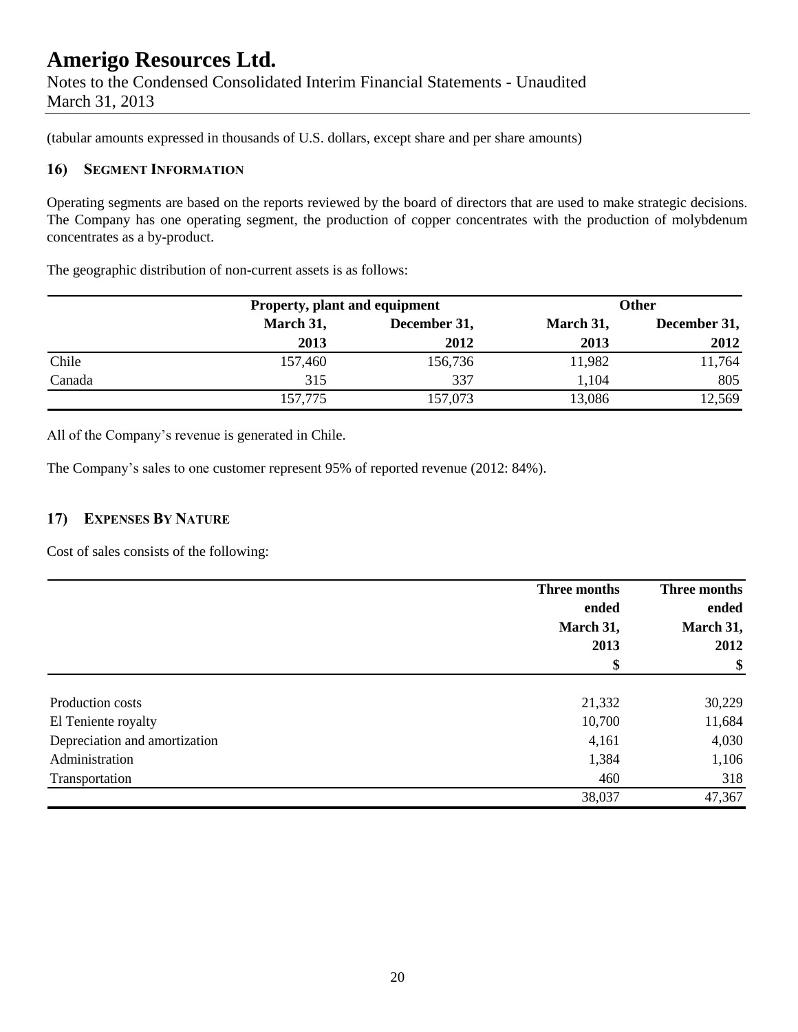(tabular amounts expressed in thousands of U.S. dollars, except share and per share amounts)

## 16) SEGMENT INFORMATION

Operating segments are based on the reports reviewed by the board of directors that are used to make strategic decisions. The Company has one operating segment, the production of copper concentrates with the production of molybdenum concentrates as a by-product.

The geographic distribution of non-current assets is as follows:

| | Property, plant and equipment | | Other | |
|---|---|---|---|---|
| | March 31, 2013 | December 31, 2012 | March 31, 2013 | December 31, 2012 |
| Chile | 157,460 | 156,736 | 11,982 | 11,764 |
| Canada | 315 | 337 | 1,104 | 805 |
| | 157,775 | 157,073 | 13,086 | 12,569 |

All of the Company's revenue is generated in Chile.

The Company's sales to one customer represent 95% of reported revenue (2012: 84%).

## 17) EXPENSES BY NATURE

Cost of sales consists of the following:

| | Three months ended March 31, 2013 | Three months ended March 31, 2012 |
|---|---|---|
| | $ | $ |
| Production costs | 21,332 | 30,229 |
| El Teniente royalty | 10,700 | 11,684 |
| Depreciation and amortization | 4,161 | 4,030 |
| Administration | 1,384 | 1,106 |
| Transportation | 460 | 318 |
| | 38,037 | 47,367 |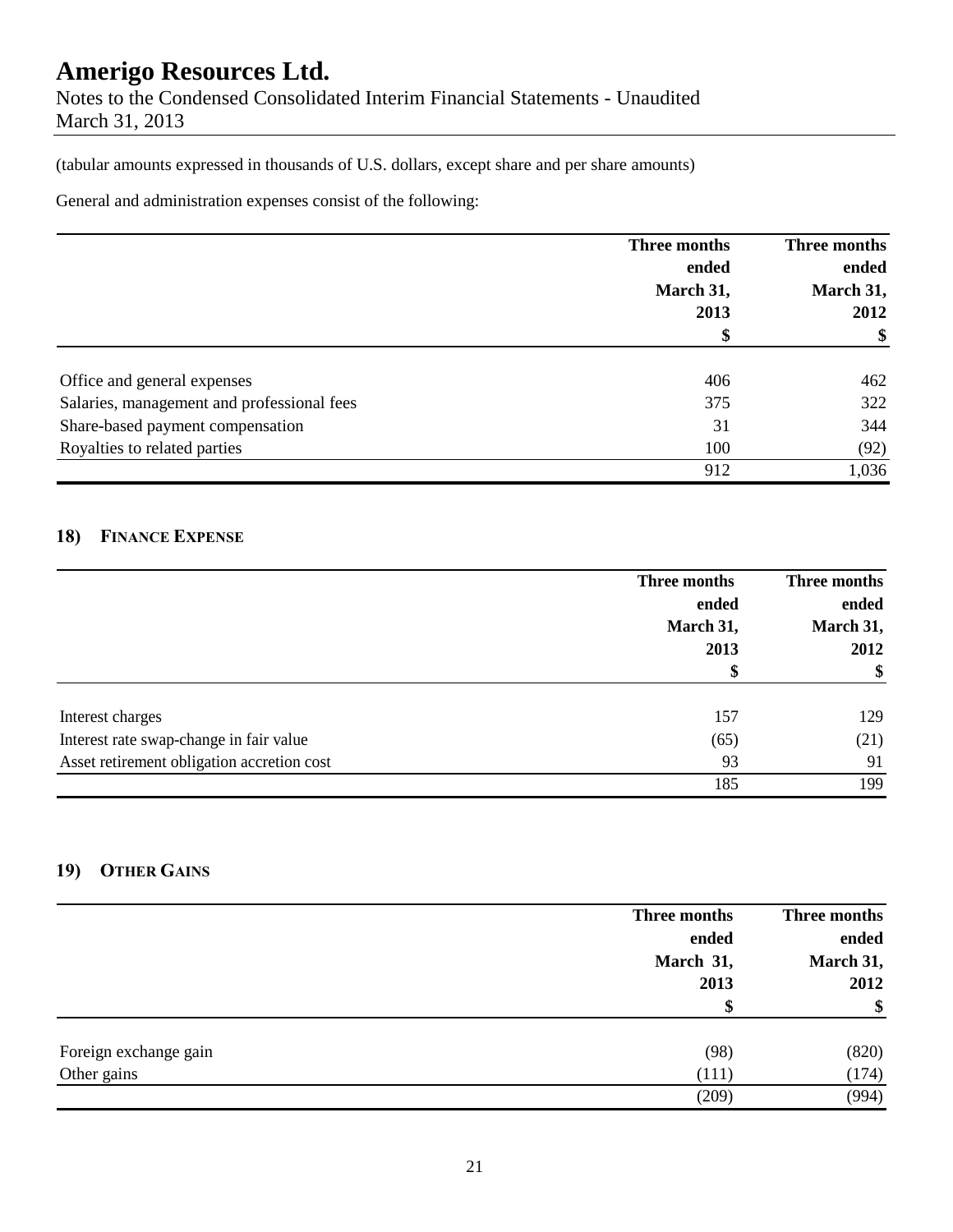(tabular amounts expressed in thousands of U.S. dollars, except share and per share amounts)

General and administration expenses consist of the following:

| | Three months ended March 31, 2013 $ | Three months ended March 31, 2012 $ |
|---|---|---|
| Office and general expenses | 406 | 462 |
| Salaries, management and professional fees | 375 | 322 |
| Share-based payment compensation | 31 | 344 |
| Royalties to related parties | 100 | (92) |
| | 912 | 1,036 |

## 18) FINANCE EXPENSE

| | Three months ended March 31, 2013 $ | Three months ended March 31, 2012 $ |
|---|---|---|
| Interest charges | 157 | 129 |
| Interest rate swap-change in fair value | (65) | (21) |
| Asset retirement obligation accretion cost | 93 | 91 |
| | 185 | 199 |

## 19) OTHER GAINS

| | Three months ended March 31, 2013 $ | Three months ended March 31, 2012 $ |
|---|---|---|
| Foreign exchange gain | (98) | (820) |
| Other gains | (111) | (174) |
| | (209) | (994) |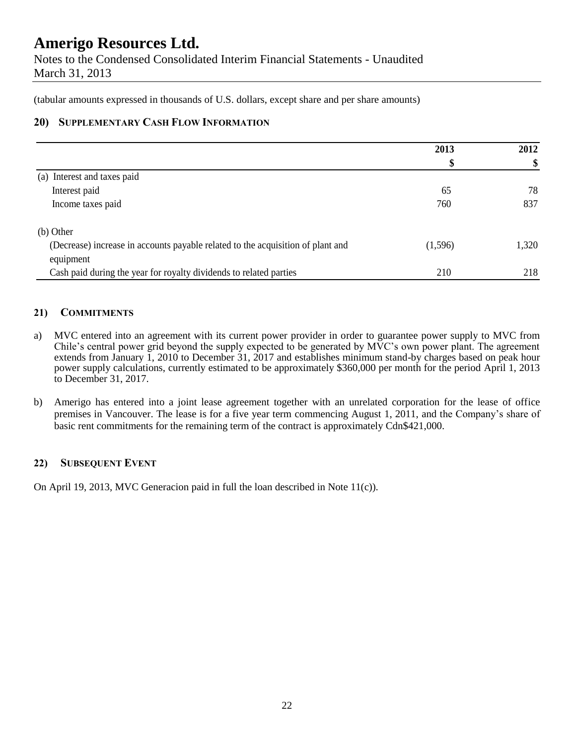(tabular amounts expressed in thousands of U.S. dollars, except share and per share amounts)

## 20) SUPPLEMENTARY CASH FLOW INFORMATION

| | 2013 | 2012 |
|---|---|---|
| | $ | $ |
| (a) Interest and taxes paid | | |
| Interest paid | 65 | 78 |
| Income taxes paid | 760 | 837 |
| | | |
| (b) Other | | |
| (Decrease) increase in accounts payable related to the acquisition of plant and equipment | (1,596) | 1,320 |
| Cash paid during the year for royalty dividends to related parties | 210 | 218 |

## 21) COMMITMENTS

a) MVC entered into an agreement with its current power provider in order to guarantee power supply to MVC from Chile's central power grid beyond the supply expected to be generated by MVC's own power plant. The agreement extends from January 1, 2010 to December 31, 2017 and establishes minimum stand-by charges based on peak hour power supply calculations, currently estimated to be approximately $360,000 per month for the period April 1, 2013 to December 31, 2017.

b) Amerigo has entered into a joint lease agreement together with an unrelated corporation for the lease of office premises in Vancouver. The lease is for a five year term commencing August 1, 2011, and the Company's share of basic rent commitments for the remaining term of the contract is approximately Cdn$421,000.

## 22) SUBSEQUENT EVENT

On April 19, 2013, MVC Generacion paid in full the loan described in Note 11(c)).